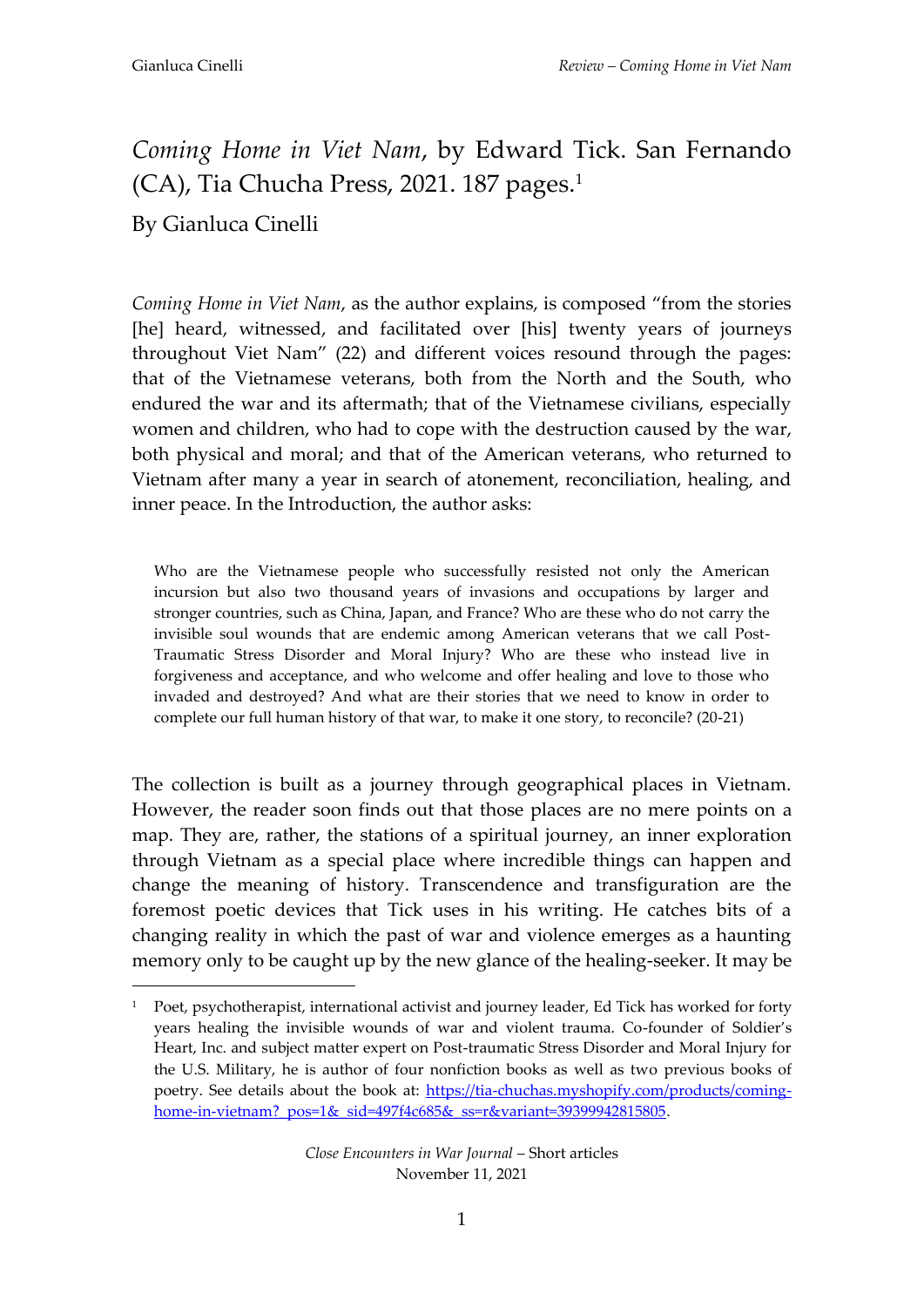# *Coming Home in Viet Nam*, by Edward Tick. San Fernando (CA), Tia Chucha Press, 2021. 187 pages.[1]

By Gianluca Cinelli

*Coming Home in Viet Nam*, as the author explains, is composed "from the stories [he] heard, witnessed, and facilitated over [his] twenty years of journeys throughout Viet Nam" (22) and different voices resound through the pages: that of the Vietnamese veterans, both from the North and the South, who endured the war and its aftermath; that of the Vietnamese civilians, especially women and children, who had to cope with the destruction caused by the war, both physical and moral; and that of the American veterans, who returned to Vietnam after many a year in search of atonement, reconciliation, healing, and inner peace. In the Introduction, the author asks:

> Who are the Vietnamese people who successfully resisted not only the American incursion but also two thousand years of invasions and occupations by larger and stronger countries, such as China, Japan, and France? Who are these who do not carry the invisible soul wounds that are endemic among American veterans that we call Post-Traumatic Stress Disorder and Moral Injury? Who are these who instead live in forgiveness and acceptance, and who welcome and offer healing and love to those who invaded and destroyed? And what are their stories that we need to know in order to complete our full human history of that war, to make it one story, to reconcile? (20-21)

The collection is built as a journey through geographical places in Vietnam. However, the reader soon finds out that those places are no mere points on a map. They are, rather, the stations of a spiritual journey, an inner exploration through Vietnam as a special place where incredible things can happen and change the meaning of history. Transcendence and transfiguration are the foremost poetic devices that Tick uses in his writing. He catches bits of a changing reality in which the past of war and violence emerges as a haunting memory only to be caught up by the new glance of the healing-seeker. It may be

---

[1] Poet, psychotherapist, international activist and journey leader, Ed Tick has worked for forty years healing the invisible wounds of war and violent trauma. Co-founder of Soldier's Heart, Inc. and subject matter expert on Post-traumatic Stress Disorder and Moral Injury for the U.S. Military, he is author of four nonfiction books as well as two previous books of poetry. See details about the book at: https://tia-chuchas.myshopify.com/products/coming-home-in-vietnam?_pos=1&_sid=497f4c685&_ss=r&variant=39399942815805.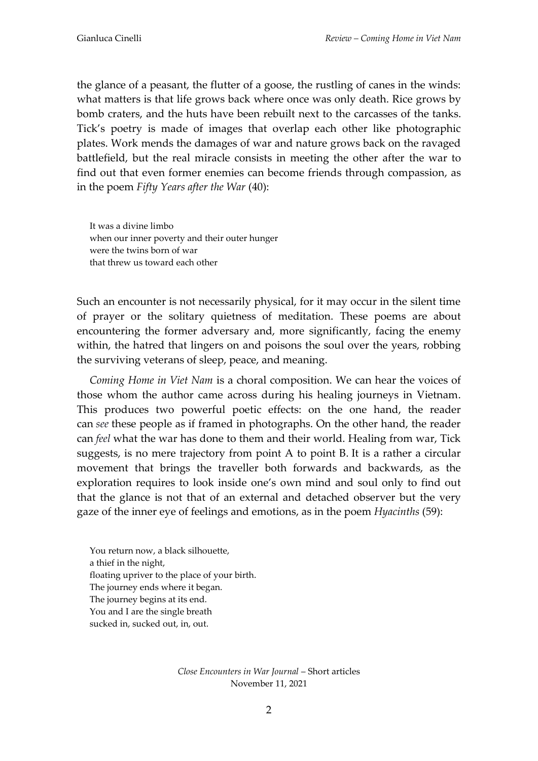the glance of a peasant, the flutter of a goose, the rustling of canes in the winds: what matters is that life grows back where once was only death. Rice grows by bomb craters, and the huts have been rebuilt next to the carcasses of the tanks. Tick's poetry is made of images that overlap each other like photographic plates. Work mends the damages of war and nature grows back on the ravaged battlefield, but the real miracle consists in meeting the other after the war to find out that even former enemies can become friends through compassion, as in the poem *Fifty Years after the War* (40):

> It was a divine limbo
> when our inner poverty and their outer hunger
> were the twins born of war
> that threw us toward each other

Such an encounter is not necessarily physical, for it may occur in the silent time of prayer or the solitary quietness of meditation. These poems are about encountering the former adversary and, more significantly, facing the enemy within, the hatred that lingers on and poisons the soul over the years, robbing the surviving veterans of sleep, peace, and meaning.

*Coming Home in Viet Nam* is a choral composition. We can hear the voices of those whom the author came across during his healing journeys in Vietnam. This produces two powerful poetic effects: on the one hand, the reader can *see* these people as if framed in photographs. On the other hand, the reader can *feel* what the war has done to them and their world. Healing from war, Tick suggests, is no mere trajectory from point A to point B. It is a rather a circular movement that brings the traveller both forwards and backwards, as the exploration requires to look inside one's own mind and soul only to find out that the glance is not that of an external and detached observer but the very gaze of the inner eye of feelings and emotions, as in the poem *Hyacinths* (59):

> You return now, a black silhouette,
> a thief in the night,
> floating upriver to the place of your birth.
> The journey ends where it began.
> The journey begins at its end.
> You and I are the single breath
> sucked in, sucked out, in, out.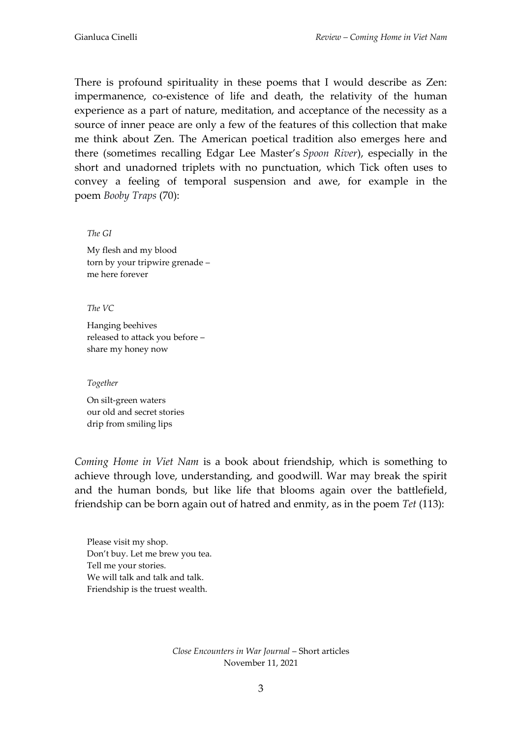There is profound spirituality in these poems that I would describe as Zen: impermanence, co-existence of life and death, the relativity of the human experience as a part of nature, meditation, and acceptance of the necessity as a source of inner peace are only a few of the features of this collection that make me think about Zen. The American poetical tradition also emerges here and there (sometimes recalling Edgar Lee Master's *Spoon River*), especially in the short and unadorned triplets with no punctuation, which Tick often uses to convey a feeling of temporal suspension and awe, for example in the poem *Booby Traps* (70):

> *The GI*
>
> My flesh and my blood  
> torn by your tripwire grenade –  
> me here forever
>
> *The VC*
>
> Hanging beehives  
> released to attack you before –  
> share my honey now
>
> *Together*
>
> On silt-green waters  
> our old and secret stories  
> drip from smiling lips

*Coming Home in Viet Nam* is a book about friendship, which is something to achieve through love, understanding, and goodwill. War may break the spirit and the human bonds, but like life that blooms again over the battlefield, friendship can be born again out of hatred and enmity, as in the poem *Tet* (113):

> Please visit my shop.  
> Don't buy. Let me brew you tea.  
> Tell me your stories.  
> We will talk and talk and talk.  
> Friendship is the truest wealth.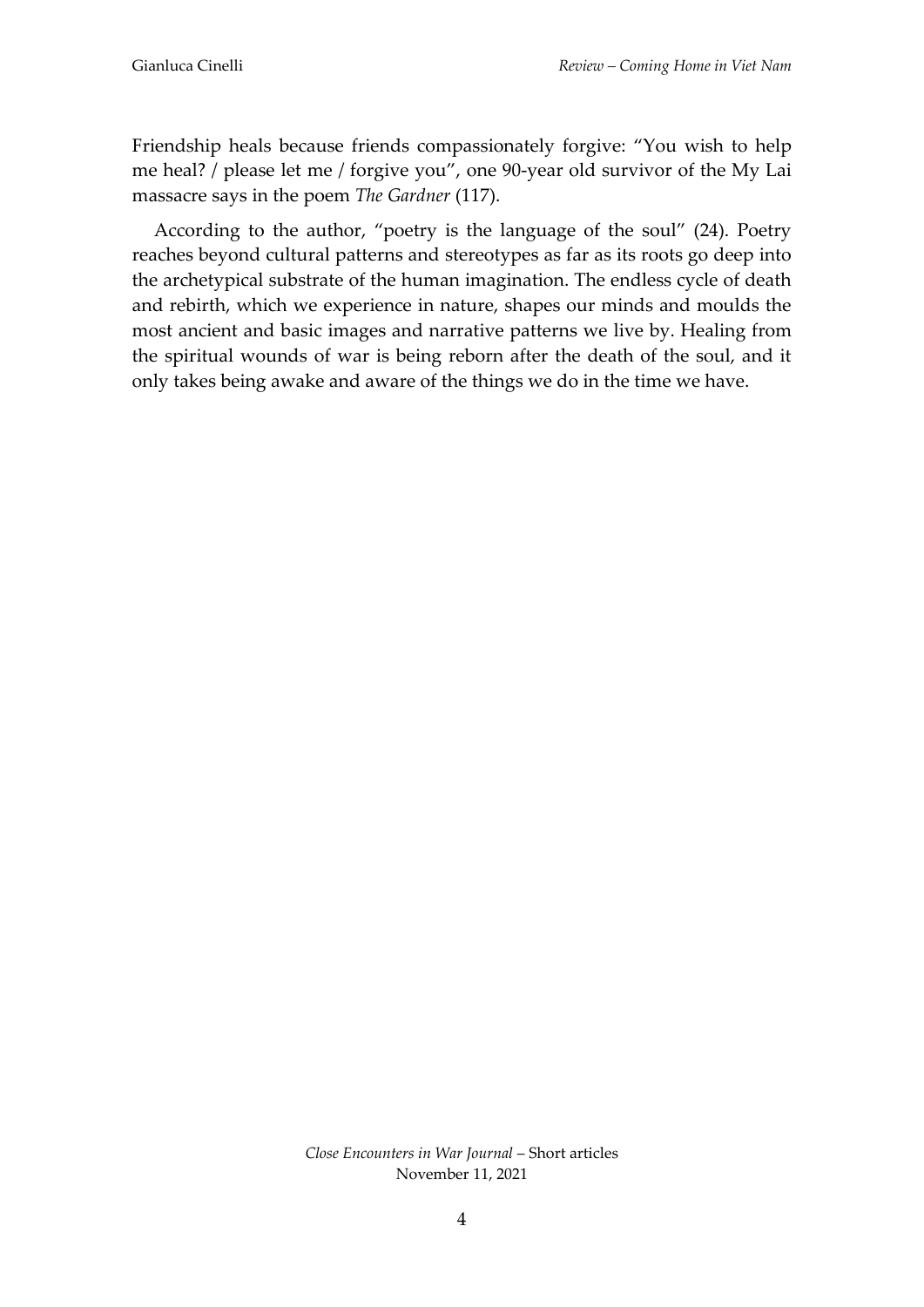Friendship heals because friends compassionately forgive: "You wish to help me heal? / please let me / forgive you", one 90-year old survivor of the My Lai massacre says in the poem *The Gardner* (117).

According to the author, "poetry is the language of the soul" (24). Poetry reaches beyond cultural patterns and stereotypes as far as its roots go deep into the archetypical substrate of the human imagination. The endless cycle of death and rebirth, which we experience in nature, shapes our minds and moulds the most ancient and basic images and narrative patterns we live by. Healing from the spiritual wounds of war is being reborn after the death of the soul, and it only takes being awake and aware of the things we do in the time we have.